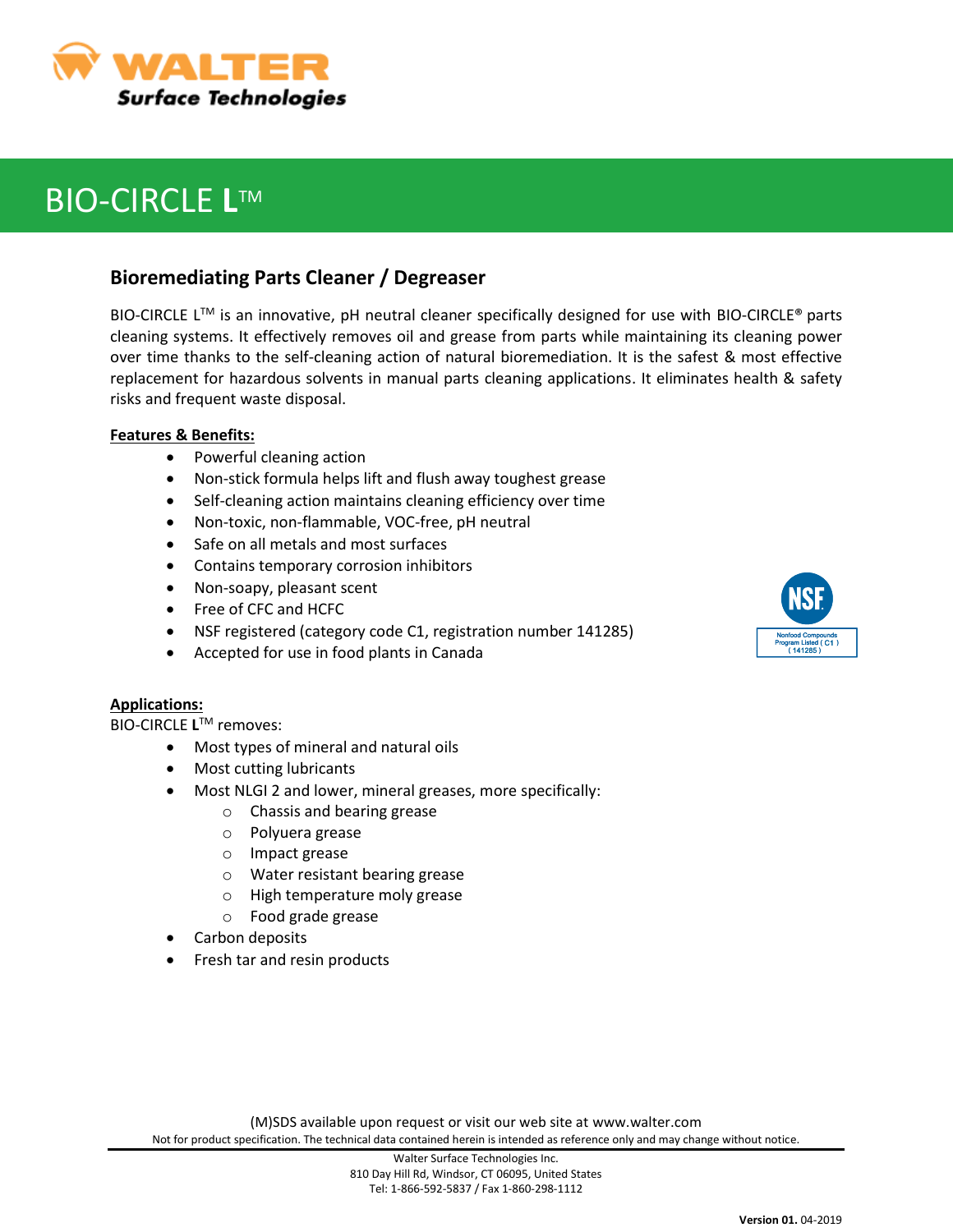WALTER
Surface Technologies

# BIO-CIRCLE L™

## Bioremediating Parts Cleaner / Degreaser

BIO-CIRCLE L™ is an innovative, pH neutral cleaner specifically designed for use with BIO-CIRCLE® parts cleaning systems. It effectively removes oil and grease from parts while maintaining its cleaning power over time thanks to the self-cleaning action of natural bioremediation. It is the safest & most effective replacement for hazardous solvents in manual parts cleaning applications. It eliminates health & safety risks and frequent waste disposal.

**Features & Benefits:**

- Powerful cleaning action
- Non-stick formula helps lift and flush away toughest grease
- Self-cleaning action maintains cleaning efficiency over time
- Non-toxic, non-flammable, VOC-free, pH neutral
- Safe on all metals and most surfaces
- Contains temporary corrosion inhibitors
- Non-soapy, pleasant scent
- Free of CFC and HCFC
- NSF registered (category code C1, registration number 141285)
- Accepted for use in food plants in Canada

NSF
Nonfood Compounds Program Listed ( C1 ) ( 141285 )

**Applications:**

BIO-CIRCLE **L**™ removes:

- Most types of mineral and natural oils
- Most cutting lubricants
- Most NLGI 2 and lower, mineral greases, more specifically:
  - Chassis and bearing grease
  - Polyuera grease
  - Impact grease
  - Water resistant bearing grease
  - High temperature moly grease
  - Food grade grease
- Carbon deposits
- Fresh tar and resin products

(M)SDS available upon request or visit our web site at www.walter.com

Not for product specification. The technical data contained herein is intended as reference only and may change without notice.

Walter Surface Technologies Inc.
810 Day Hill Rd, Windsor, CT 06095, United States
Tel: 1-866-592-5837 / Fax 1-860-298-1112

**Version 01.** 04-2019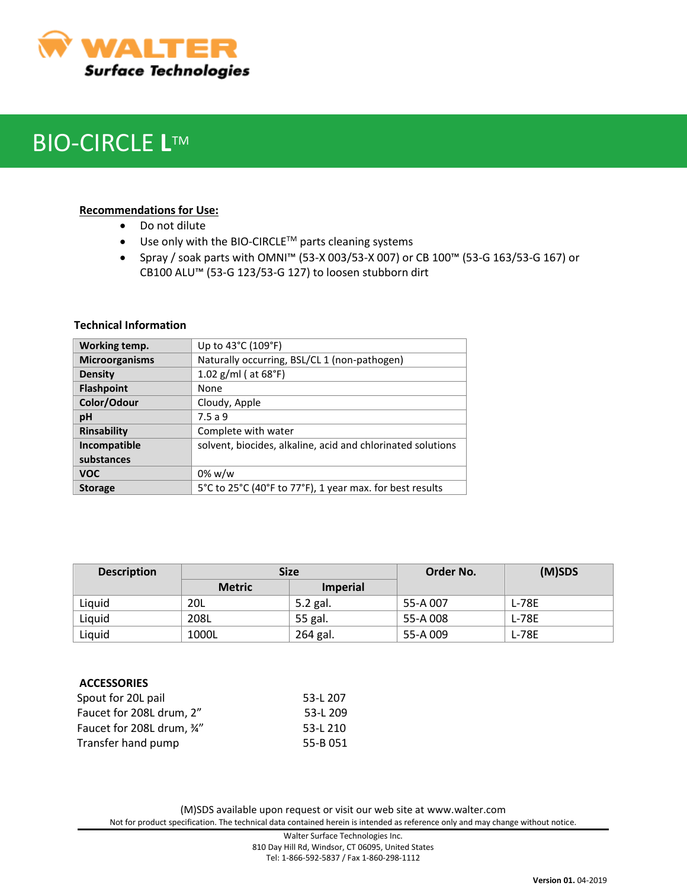# BIO-CIRCLE L™

**Recommendations for Use:**

- Do not dilute
- Use only with the BIO-CIRCLE™ parts cleaning systems
- Spray / soak parts with OMNI™ (53-X 003/53-X 007) or CB 100™ (53-G 163/53-G 167) or CB100 ALU™ (53-G 123/53-G 127) to loosen stubborn dirt

**Technical Information**

| | |
|---|---|
| **Working temp.** | Up to 43°C (109°F) |
| **Microorganisms** | Naturally occurring, BSL/CL 1 (non-pathogen) |
| **Density** | 1.02 g/ml ( at 68°F) |
| **Flashpoint** | None |
| **Color/Odour** | Cloudy, Apple |
| **pH** | 7.5 a 9 |
| **Rinsability** | Complete with water |
| **Incompatible substances** | solvent, biocides, alkaline, acid and chlorinated solutions |
| **VOC** | 0% w/w |
| **Storage** | 5°C to 25°C (40°F to 77°F), 1 year max. for best results |

| Description | Size | | Order No. | (M)SDS |
|---|---|---|---|---|
| | Metric | Imperial | | |
| Liquid | 20L | 5.2 gal. | 55-A 007 | L-78E |
| Liquid | 208L | 55 gal. | 55-A 008 | L-78E |
| Liquid | 1000L | 264 gal. | 55-A 009 | L-78E |

**ACCESSORIES**

| | |
|---|---|
| Spout for 20L pail | 53-L 207 |
| Faucet for 208L drum, 2” | 53-L 209 |
| Faucet for 208L drum, ¾” | 53-L 210 |
| Transfer hand pump | 55-B 051 |

(M)SDS available upon request or visit our web site at www.walter.com

Not for product specification. The technical data contained herein is intended as reference only and may change without notice.

Walter Surface Technologies Inc.
810 Day Hill Rd, Windsor, CT 06095, United States
Tel: 1-866-592-5837 / Fax 1-860-298-1112

**Version 01.** 04-2019